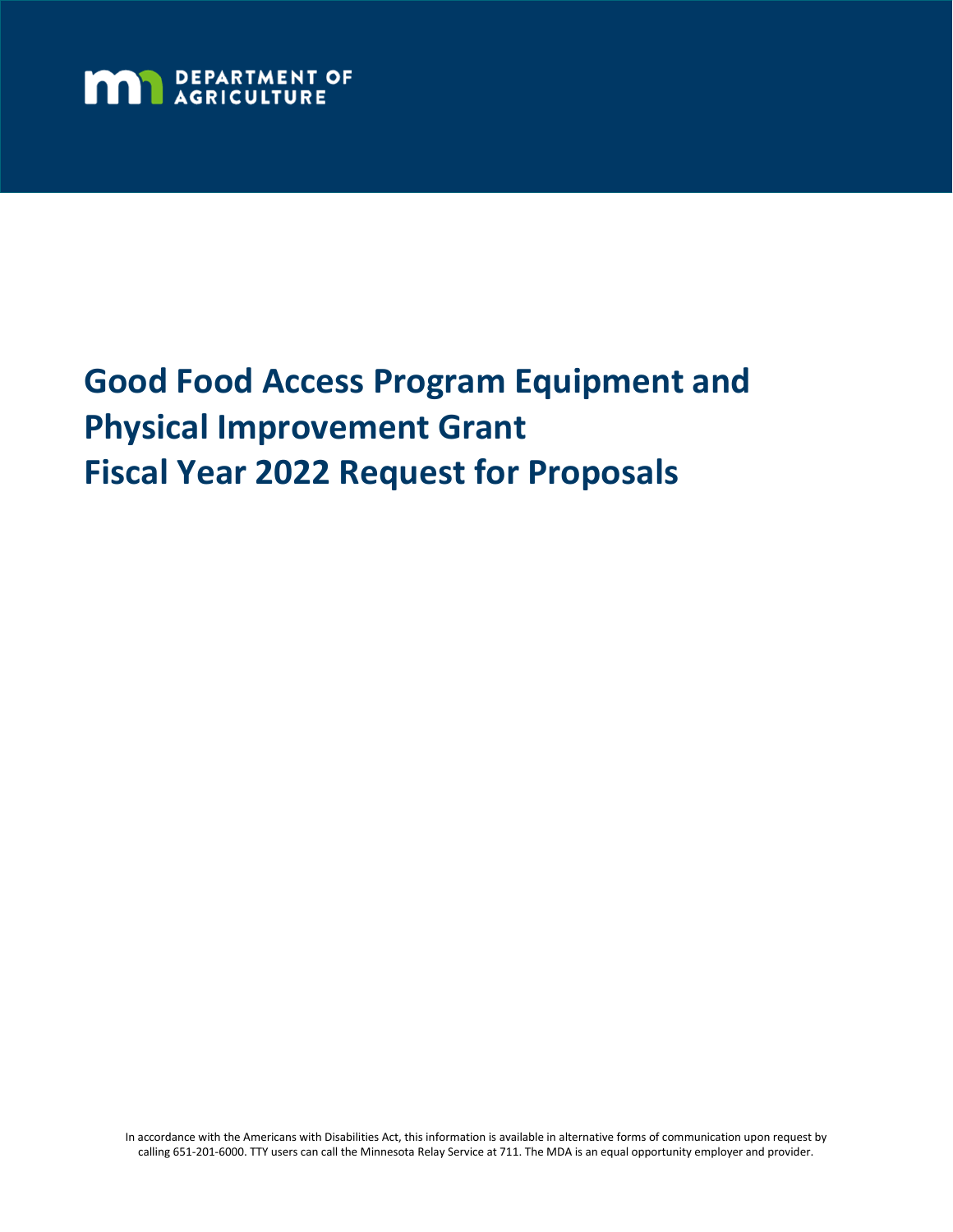DEPARTMENT OF AGRICULTURE

# Good Food Access Program Equipment and Physical Improvement Grant Fiscal Year 2022 Request for Proposals

In accordance with the Americans with Disabilities Act, this information is available in alternative forms of communication upon request by calling 651-201-6000. TTY users can call the Minnesota Relay Service at 711. The MDA is an equal opportunity employer and provider.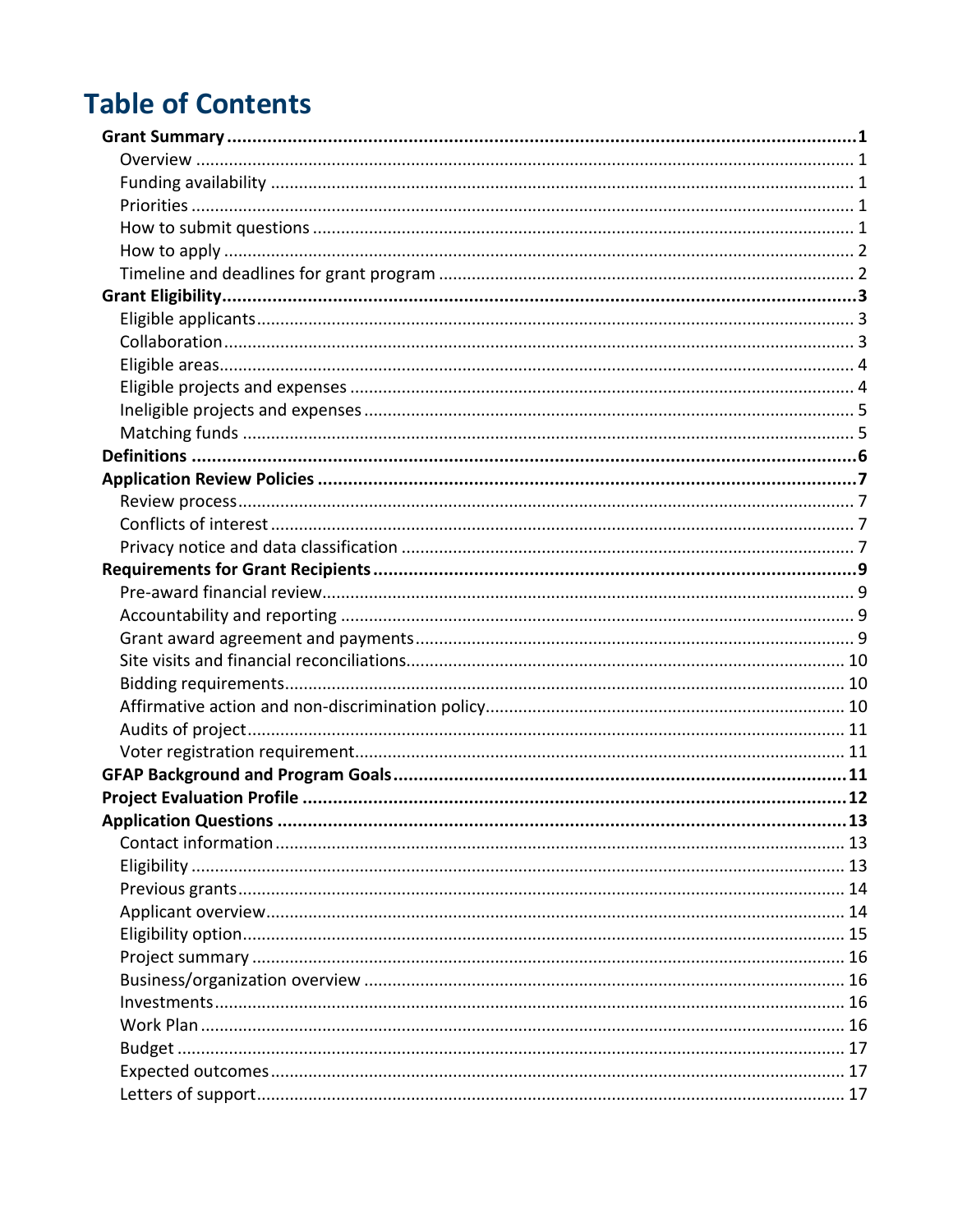# Table of Contents

**Grant Summary** ..... **1**
- Overview ..... 1
- Funding availability ..... 1
- Priorities ..... 1
- How to submit questions ..... 1
- How to apply ..... 2
- Timeline and deadlines for grant program ..... 2

**Grant Eligibility** ..... **3**
- Eligible applicants ..... 3
- Collaboration ..... 3
- Eligible areas ..... 4
- Eligible projects and expenses ..... 4
- Ineligible projects and expenses ..... 5
- Matching funds ..... 5

**Definitions** ..... **6**

**Application Review Policies** ..... **7**
- Review process ..... 7
- Conflicts of interest ..... 7
- Privacy notice and data classification ..... 7

**Requirements for Grant Recipients** ..... **9**
- Pre-award financial review ..... 9
- Accountability and reporting ..... 9
- Grant award agreement and payments ..... 9
- Site visits and financial reconciliations ..... 10
- Bidding requirements ..... 10
- Affirmative action and non-discrimination policy ..... 10
- Audits of project ..... 11
- Voter registration requirement ..... 11

**GFAP Background and Program Goals** ..... **11**

**Project Evaluation Profile** ..... **12**

**Application Questions** ..... **13**
- Contact information ..... 13
- Eligibility ..... 13
- Previous grants ..... 14
- Applicant overview ..... 14
- Eligibility option ..... 15
- Project summary ..... 16
- Business/organization overview ..... 16
- Investments ..... 16
- Work Plan ..... 16
- Budget ..... 17
- Expected outcomes ..... 17
- Letters of support ..... 17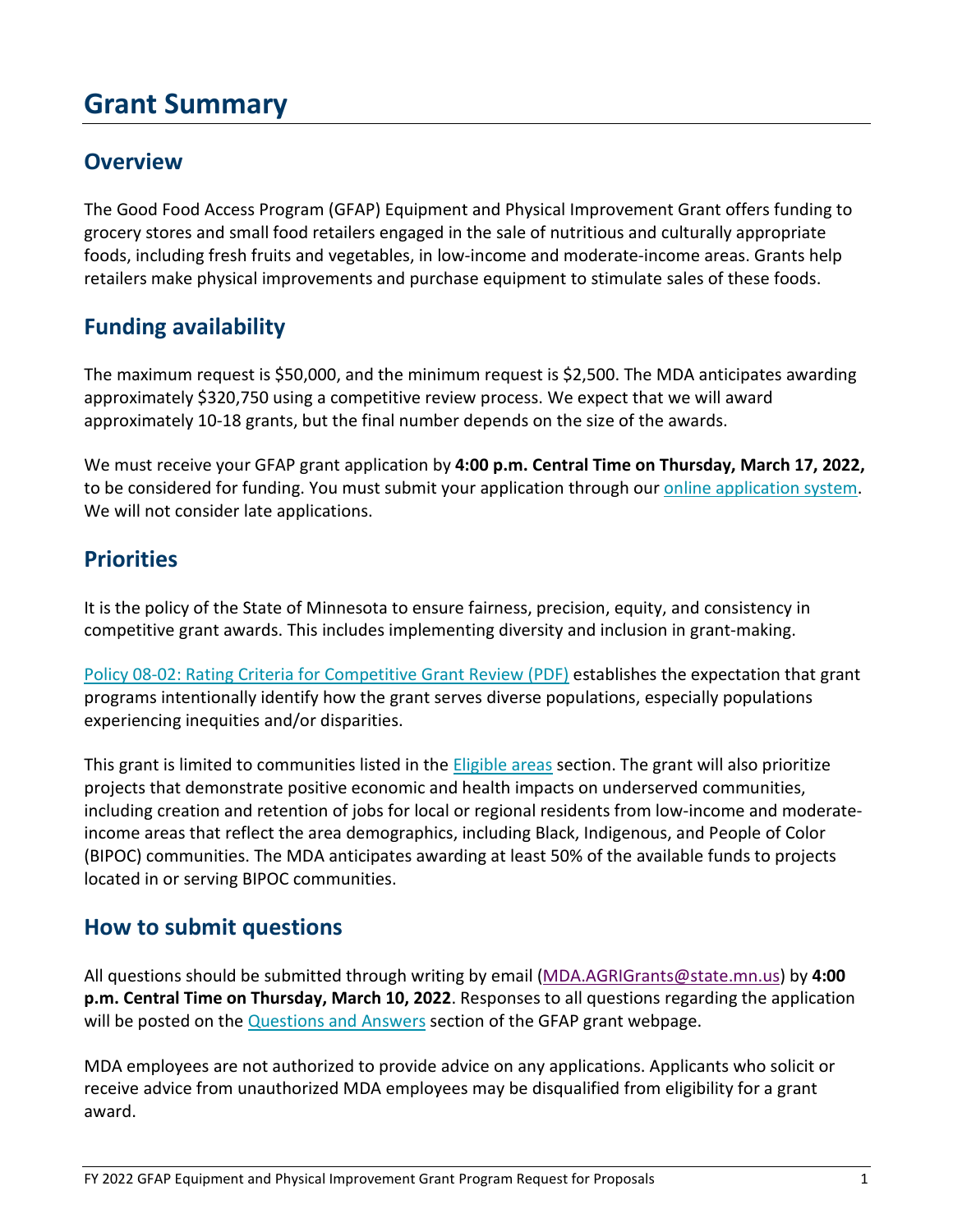# Grant Summary

## Overview

The Good Food Access Program (GFAP) Equipment and Physical Improvement Grant offers funding to grocery stores and small food retailers engaged in the sale of nutritious and culturally appropriate foods, including fresh fruits and vegetables, in low-income and moderate-income areas. Grants help retailers make physical improvements and purchase equipment to stimulate sales of these foods.

## Funding availability

The maximum request is $50,000, and the minimum request is $2,500. The MDA anticipates awarding approximately $320,750 using a competitive review process. We expect that we will award approximately 10-18 grants, but the final number depends on the size of the awards.

We must receive your GFAP grant application by **4:00 p.m. Central Time on Thursday, March 17, 2022,** to be considered for funding. You must submit your application through our [online application system](). We will not consider late applications.

## Priorities

It is the policy of the State of Minnesota to ensure fairness, precision, equity, and consistency in competitive grant awards. This includes implementing diversity and inclusion in grant-making.

[Policy 08-02: Rating Criteria for Competitive Grant Review (PDF)]() establishes the expectation that grant programs intentionally identify how the grant serves diverse populations, especially populations experiencing inequities and/or disparities.

This grant is limited to communities listed in the [Eligible areas]() section. The grant will also prioritize projects that demonstrate positive economic and health impacts on underserved communities, including creation and retention of jobs for local or regional residents from low-income and moderate-income areas that reflect the area demographics, including Black, Indigenous, and People of Color (BIPOC) communities. The MDA anticipates awarding at least 50% of the available funds to projects located in or serving BIPOC communities.

## How to submit questions

All questions should be submitted through writing by email ([MDA.AGRIGrants@state.mn.us](mailto:MDA.AGRIGrants@state.mn.us)) by **4:00 p.m. Central Time on Thursday, March 10, 2022**. Responses to all questions regarding the application will be posted on the [Questions and Answers]() section of the GFAP grant webpage.

MDA employees are not authorized to provide advice on any applications. Applicants who solicit or receive advice from unauthorized MDA employees may be disqualified from eligibility for a grant award.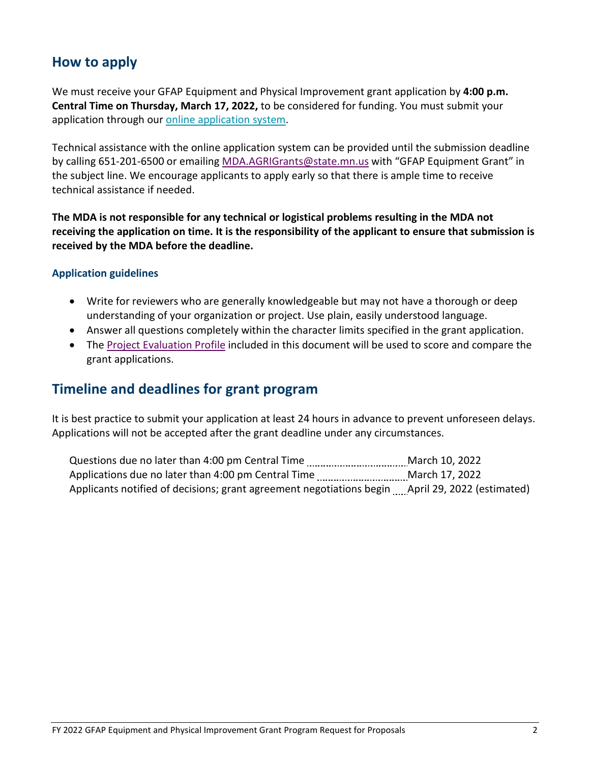## How to apply

We must receive your GFAP Equipment and Physical Improvement grant application by **4:00 p.m. Central Time on Thursday, March 17, 2022,** to be considered for funding. You must submit your application through our [online application system](online application system).

Technical assistance with the online application system can be provided until the submission deadline by calling 651-201-6500 or emailing [MDA.AGRIGrants@state.mn.us](mailto:MDA.AGRIGrants@state.mn.us) with "GFAP Equipment Grant" in the subject line. We encourage applicants to apply early so that there is ample time to receive technical assistance if needed.

**The MDA is not responsible for any technical or logistical problems resulting in the MDA not receiving the application on time. It is the responsibility of the applicant to ensure that submission is received by the MDA before the deadline.**

### Application guidelines

- Write for reviewers who are generally knowledgeable but may not have a thorough or deep understanding of your organization or project. Use plain, easily understood language.
- Answer all questions completely within the character limits specified in the grant application.
- The [Project Evaluation Profile](Project Evaluation Profile) included in this document will be used to score and compare the grant applications.

## Timeline and deadlines for grant program

It is best practice to submit your application at least 24 hours in advance to prevent unforeseen delays. Applications will not be accepted after the grant deadline under any circumstances.

| | |
|---|---|
| Questions due no later than 4:00 pm Central Time | March 10, 2022 |
| Applications due no later than 4:00 pm Central Time | March 17, 2022 |
| Applicants notified of decisions; grant agreement negotiations begin | April 29, 2022 (estimated) |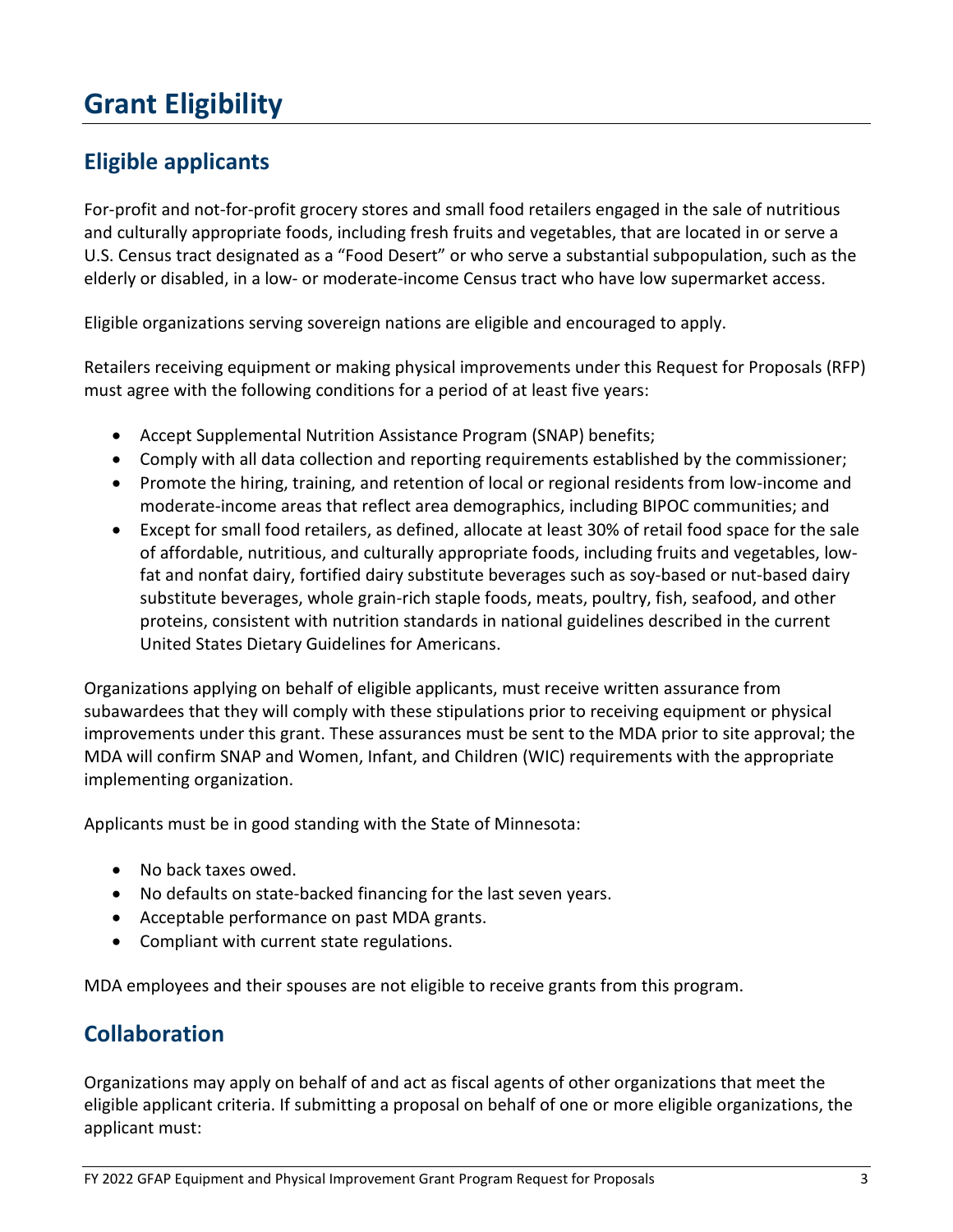# Grant Eligibility

## Eligible applicants

For-profit and not-for-profit grocery stores and small food retailers engaged in the sale of nutritious and culturally appropriate foods, including fresh fruits and vegetables, that are located in or serve a U.S. Census tract designated as a "Food Desert" or who serve a substantial subpopulation, such as the elderly or disabled, in a low- or moderate-income Census tract who have low supermarket access.

Eligible organizations serving sovereign nations are eligible and encouraged to apply.

Retailers receiving equipment or making physical improvements under this Request for Proposals (RFP) must agree with the following conditions for a period of at least five years:

- Accept Supplemental Nutrition Assistance Program (SNAP) benefits;
- Comply with all data collection and reporting requirements established by the commissioner;
- Promote the hiring, training, and retention of local or regional residents from low-income and moderate-income areas that reflect area demographics, including BIPOC communities; and
- Except for small food retailers, as defined, allocate at least 30% of retail food space for the sale of affordable, nutritious, and culturally appropriate foods, including fruits and vegetables, low-fat and nonfat dairy, fortified dairy substitute beverages such as soy-based or nut-based dairy substitute beverages, whole grain-rich staple foods, meats, poultry, fish, seafood, and other proteins, consistent with nutrition standards in national guidelines described in the current United States Dietary Guidelines for Americans.

Organizations applying on behalf of eligible applicants, must receive written assurance from subawardees that they will comply with these stipulations prior to receiving equipment or physical improvements under this grant. These assurances must be sent to the MDA prior to site approval; the MDA will confirm SNAP and Women, Infant, and Children (WIC) requirements with the appropriate implementing organization.

Applicants must be in good standing with the State of Minnesota:

- No back taxes owed.
- No defaults on state-backed financing for the last seven years.
- Acceptable performance on past MDA grants.
- Compliant with current state regulations.

MDA employees and their spouses are not eligible to receive grants from this program.

## Collaboration

Organizations may apply on behalf of and act as fiscal agents of other organizations that meet the eligible applicant criteria. If submitting a proposal on behalf of one or more eligible organizations, the applicant must: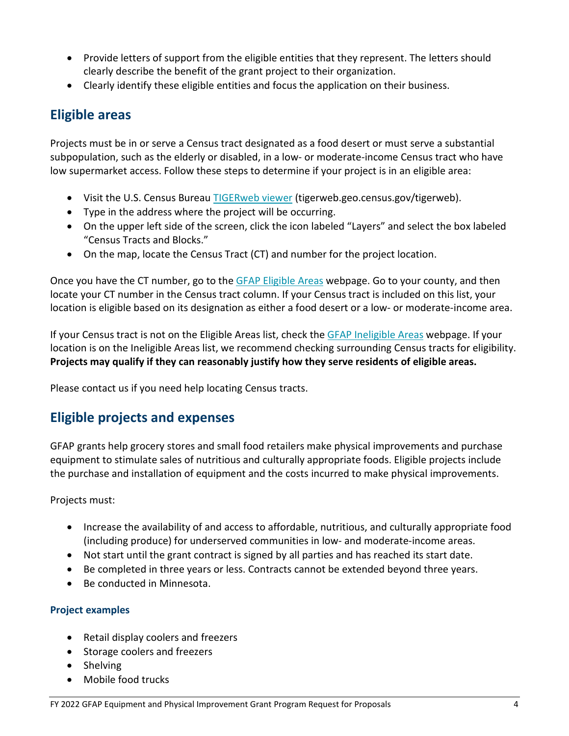- Provide letters of support from the eligible entities that they represent. The letters should clearly describe the benefit of the grant project to their organization.
- Clearly identify these eligible entities and focus the application on their business.

## Eligible areas

Projects must be in or serve a Census tract designated as a food desert or must serve a substantial subpopulation, such as the elderly or disabled, in a low- or moderate-income Census tract who have low supermarket access. Follow these steps to determine if your project is in an eligible area:

- Visit the U.S. Census Bureau [TIGERweb viewer](tigerweb.geo.census.gov/tigerweb) (tigerweb.geo.census.gov/tigerweb).
- Type in the address where the project will be occurring.
- On the upper left side of the screen, click the icon labeled "Layers" and select the box labeled "Census Tracts and Blocks."
- On the map, locate the Census Tract (CT) and number for the project location.

Once you have the CT number, go to the GFAP Eligible Areas webpage. Go to your county, and then locate your CT number in the Census tract column. If your Census tract is included on this list, your location is eligible based on its designation as either a food desert or a low- or moderate-income area.

If your Census tract is not on the Eligible Areas list, check the GFAP Ineligible Areas webpage. If your location is on the Ineligible Areas list, we recommend checking surrounding Census tracts for eligibility. **Projects may qualify if they can reasonably justify how they serve residents of eligible areas.**

Please contact us if you need help locating Census tracts.

## Eligible projects and expenses

GFAP grants help grocery stores and small food retailers make physical improvements and purchase equipment to stimulate sales of nutritious and culturally appropriate foods. Eligible projects include the purchase and installation of equipment and the costs incurred to make physical improvements.

Projects must:

- Increase the availability of and access to affordable, nutritious, and culturally appropriate food (including produce) for underserved communities in low- and moderate-income areas.
- Not start until the grant contract is signed by all parties and has reached its start date.
- Be completed in three years or less. Contracts cannot be extended beyond three years.
- Be conducted in Minnesota.

### Project examples

- Retail display coolers and freezers
- Storage coolers and freezers
- Shelving
- Mobile food trucks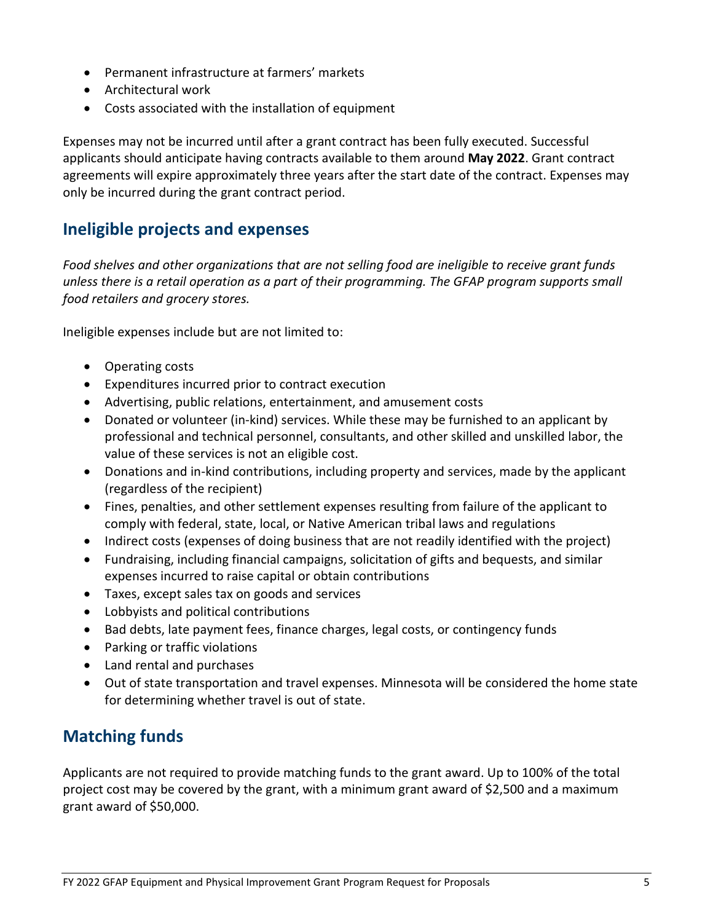- Permanent infrastructure at farmers' markets
- Architectural work
- Costs associated with the installation of equipment

Expenses may not be incurred until after a grant contract has been fully executed. Successful applicants should anticipate having contracts available to them around **May 2022**. Grant contract agreements will expire approximately three years after the start date of the contract. Expenses may only be incurred during the grant contract period.

## Ineligible projects and expenses

*Food shelves and other organizations that are not selling food are ineligible to receive grant funds unless there is a retail operation as a part of their programming. The GFAP program supports small food retailers and grocery stores.*

Ineligible expenses include but are not limited to:

- Operating costs
- Expenditures incurred prior to contract execution
- Advertising, public relations, entertainment, and amusement costs
- Donated or volunteer (in-kind) services. While these may be furnished to an applicant by professional and technical personnel, consultants, and other skilled and unskilled labor, the value of these services is not an eligible cost.
- Donations and in-kind contributions, including property and services, made by the applicant (regardless of the recipient)
- Fines, penalties, and other settlement expenses resulting from failure of the applicant to comply with federal, state, local, or Native American tribal laws and regulations
- Indirect costs (expenses of doing business that are not readily identified with the project)
- Fundraising, including financial campaigns, solicitation of gifts and bequests, and similar expenses incurred to raise capital or obtain contributions
- Taxes, except sales tax on goods and services
- Lobbyists and political contributions
- Bad debts, late payment fees, finance charges, legal costs, or contingency funds
- Parking or traffic violations
- Land rental and purchases
- Out of state transportation and travel expenses. Minnesota will be considered the home state for determining whether travel is out of state.

## Matching funds

Applicants are not required to provide matching funds to the grant award. Up to 100% of the total project cost may be covered by the grant, with a minimum grant award of $2,500 and a maximum grant award of $50,000.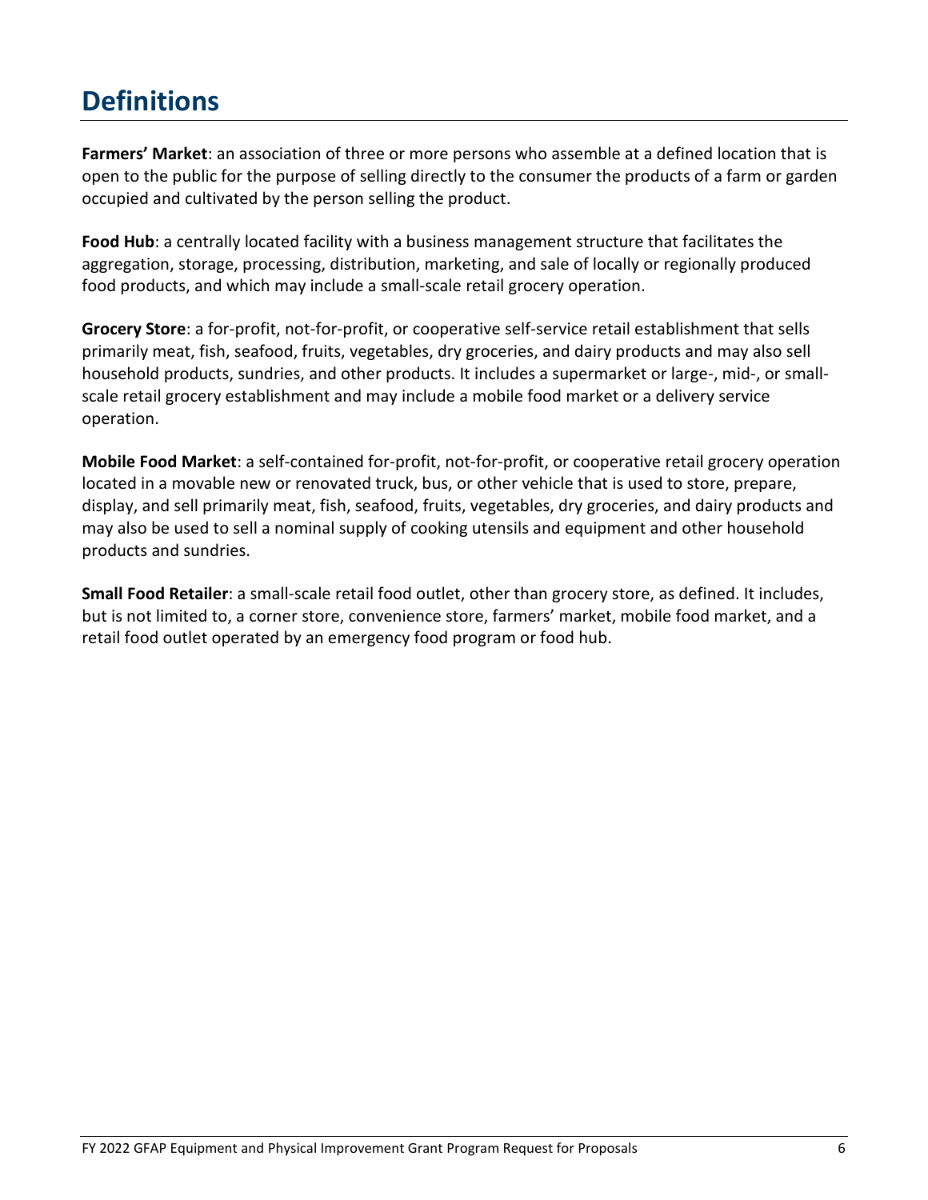# Definitions

**Farmers' Market**: an association of three or more persons who assemble at a defined location that is open to the public for the purpose of selling directly to the consumer the products of a farm or garden occupied and cultivated by the person selling the product.

**Food Hub**: a centrally located facility with a business management structure that facilitates the aggregation, storage, processing, distribution, marketing, and sale of locally or regionally produced food products, and which may include a small-scale retail grocery operation.

**Grocery Store**: a for-profit, not-for-profit, or cooperative self-service retail establishment that sells primarily meat, fish, seafood, fruits, vegetables, dry groceries, and dairy products and may also sell household products, sundries, and other products. It includes a supermarket or large-, mid-, or small-scale retail grocery establishment and may include a mobile food market or a delivery service operation.

**Mobile Food Market**: a self-contained for-profit, not-for-profit, or cooperative retail grocery operation located in a movable new or renovated truck, bus, or other vehicle that is used to store, prepare, display, and sell primarily meat, fish, seafood, fruits, vegetables, dry groceries, and dairy products and may also be used to sell a nominal supply of cooking utensils and equipment and other household products and sundries.

**Small Food Retailer**: a small-scale retail food outlet, other than grocery store, as defined. It includes, but is not limited to, a corner store, convenience store, farmers' market, mobile food market, and a retail food outlet operated by an emergency food program or food hub.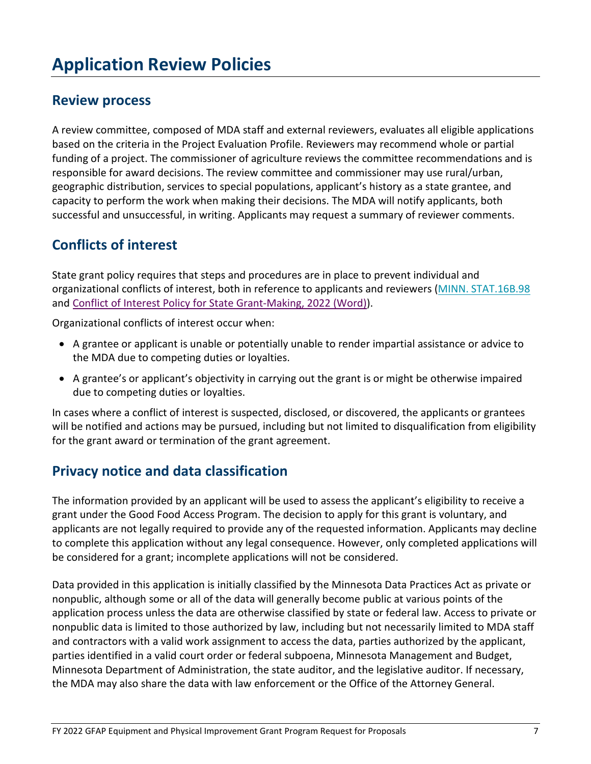# Application Review Policies

## Review process

A review committee, composed of MDA staff and external reviewers, evaluates all eligible applications based on the criteria in the Project Evaluation Profile. Reviewers may recommend whole or partial funding of a project. The commissioner of agriculture reviews the committee recommendations and is responsible for award decisions. The review committee and commissioner may use rural/urban, geographic distribution, services to special populations, applicant's history as a state grantee, and capacity to perform the work when making their decisions. The MDA will notify applicants, both successful and unsuccessful, in writing. Applicants may request a summary of reviewer comments.

## Conflicts of interest

State grant policy requires that steps and procedures are in place to prevent individual and organizational conflicts of interest, both in reference to applicants and reviewers (MINN. STAT.16B.98 and Conflict of Interest Policy for State Grant-Making, 2022 (Word)).

Organizational conflicts of interest occur when:

- A grantee or applicant is unable or potentially unable to render impartial assistance or advice to the MDA due to competing duties or loyalties.
- A grantee's or applicant's objectivity in carrying out the grant is or might be otherwise impaired due to competing duties or loyalties.

In cases where a conflict of interest is suspected, disclosed, or discovered, the applicants or grantees will be notified and actions may be pursued, including but not limited to disqualification from eligibility for the grant award or termination of the grant agreement.

## Privacy notice and data classification

The information provided by an applicant will be used to assess the applicant's eligibility to receive a grant under the Good Food Access Program. The decision to apply for this grant is voluntary, and applicants are not legally required to provide any of the requested information. Applicants may decline to complete this application without any legal consequence. However, only completed applications will be considered for a grant; incomplete applications will not be considered.

Data provided in this application is initially classified by the Minnesota Data Practices Act as private or nonpublic, although some or all of the data will generally become public at various points of the application process unless the data are otherwise classified by state or federal law. Access to private or nonpublic data is limited to those authorized by law, including but not necessarily limited to MDA staff and contractors with a valid work assignment to access the data, parties authorized by the applicant, parties identified in a valid court order or federal subpoena, Minnesota Management and Budget, Minnesota Department of Administration, the state auditor, and the legislative auditor. If necessary, the MDA may also share the data with law enforcement or the Office of the Attorney General.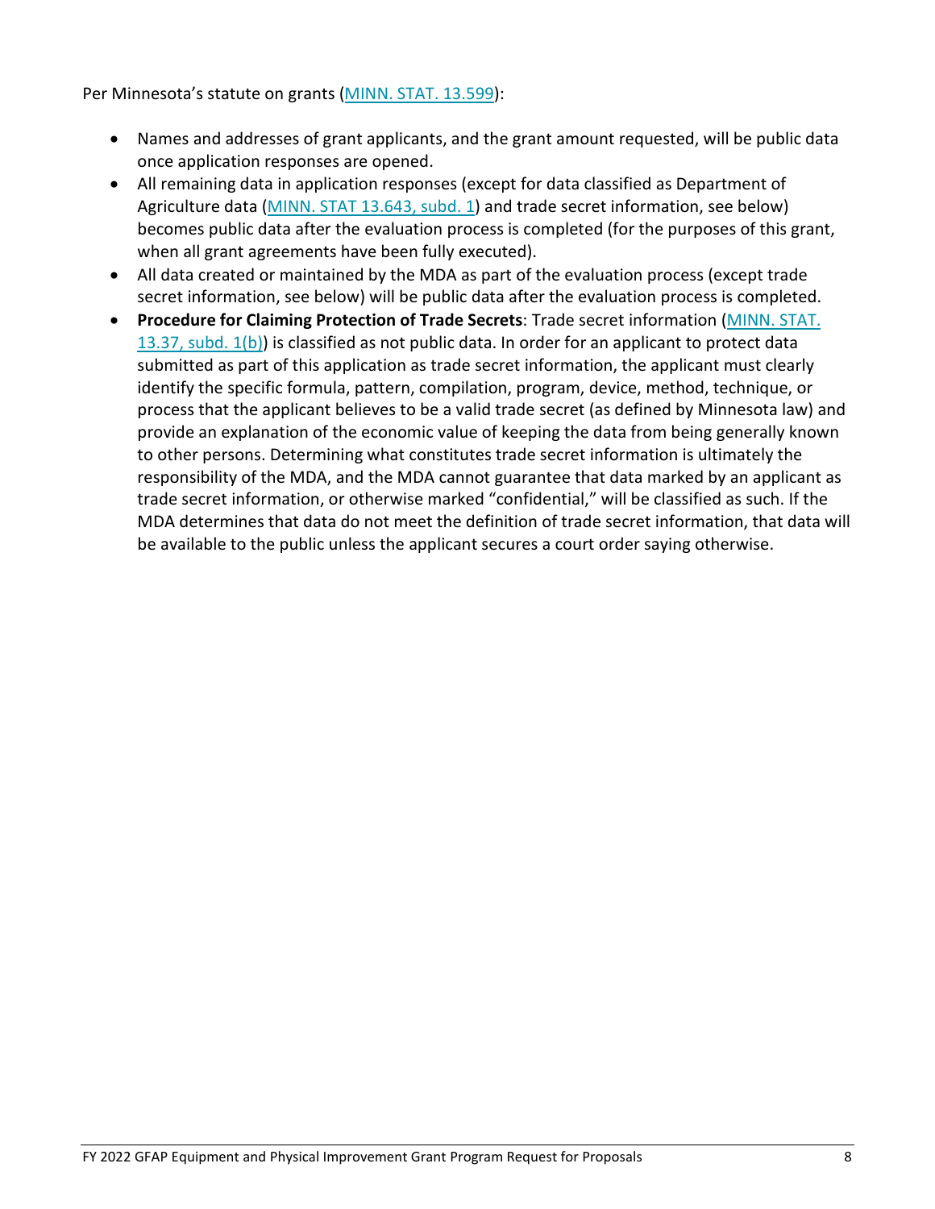Per Minnesota's statute on grants ([MINN. STAT. 13.599]):

- Names and addresses of grant applicants, and the grant amount requested, will be public data once application responses are opened.
- All remaining data in application responses (except for data classified as Department of Agriculture data ([MINN. STAT 13.643, subd. 1]) and trade secret information, see below) becomes public data after the evaluation process is completed (for the purposes of this grant, when all grant agreements have been fully executed).
- All data created or maintained by the MDA as part of the evaluation process (except trade secret information, see below) will be public data after the evaluation process is completed.
- **Procedure for Claiming Protection of Trade Secrets**: Trade secret information ([MINN. STAT. 13.37, subd. 1(b)]) is classified as not public data. In order for an applicant to protect data submitted as part of this application as trade secret information, the applicant must clearly identify the specific formula, pattern, compilation, program, device, method, technique, or process that the applicant believes to be a valid trade secret (as defined by Minnesota law) and provide an explanation of the economic value of keeping the data from being generally known to other persons. Determining what constitutes trade secret information is ultimately the responsibility of the MDA, and the MDA cannot guarantee that data marked by an applicant as trade secret information, or otherwise marked "confidential," will be classified as such. If the MDA determines that data do not meet the definition of trade secret information, that data will be available to the public unless the applicant secures a court order saying otherwise.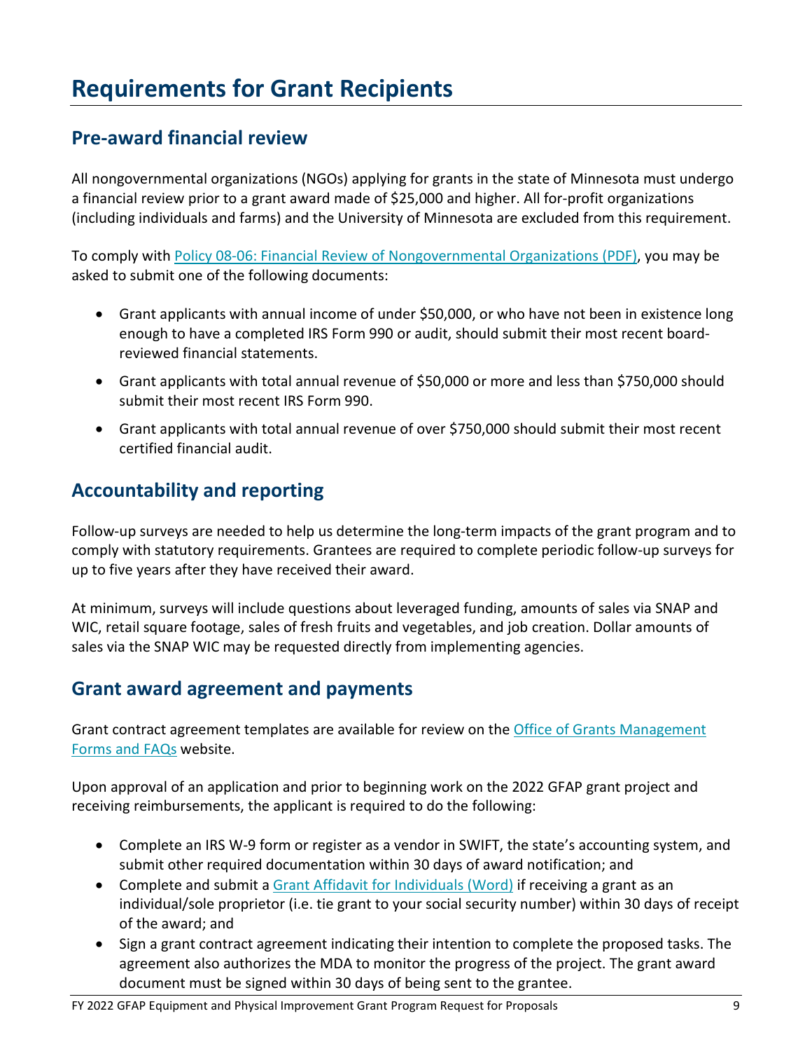# Requirements for Grant Recipients

## Pre-award financial review

All nongovernmental organizations (NGOs) applying for grants in the state of Minnesota must undergo a financial review prior to a grant award made of $25,000 and higher. All for-profit organizations (including individuals and farms) and the University of Minnesota are excluded from this requirement.

To comply with [Policy 08-06: Financial Review of Nongovernmental Organizations (PDF)](), you may be asked to submit one of the following documents:

- Grant applicants with annual income of under $50,000, or who have not been in existence long enough to have a completed IRS Form 990 or audit, should submit their most recent board-reviewed financial statements.
- Grant applicants with total annual revenue of $50,000 or more and less than $750,000 should submit their most recent IRS Form 990.
- Grant applicants with total annual revenue of over $750,000 should submit their most recent certified financial audit.

## Accountability and reporting

Follow-up surveys are needed to help us determine the long-term impacts of the grant program and to comply with statutory requirements. Grantees are required to complete periodic follow-up surveys for up to five years after they have received their award.

At minimum, surveys will include questions about leveraged funding, amounts of sales via SNAP and WIC, retail square footage, sales of fresh fruits and vegetables, and job creation. Dollar amounts of sales via the SNAP WIC may be requested directly from implementing agencies.

## Grant award agreement and payments

Grant contract agreement templates are available for review on the [Office of Grants Management Forms and FAQs]() website.

Upon approval of an application and prior to beginning work on the 2022 GFAP grant project and receiving reimbursements, the applicant is required to do the following:

- Complete an IRS W-9 form or register as a vendor in SWIFT, the state's accounting system, and submit other required documentation within 30 days of award notification; and
- Complete and submit a [Grant Affidavit for Individuals (Word)]() if receiving a grant as an individual/sole proprietor (i.e. tie grant to your social security number) within 30 days of receipt of the award; and
- Sign a grant contract agreement indicating their intention to complete the proposed tasks. The agreement also authorizes the MDA to monitor the progress of the project. The grant award document must be signed within 30 days of being sent to the grantee.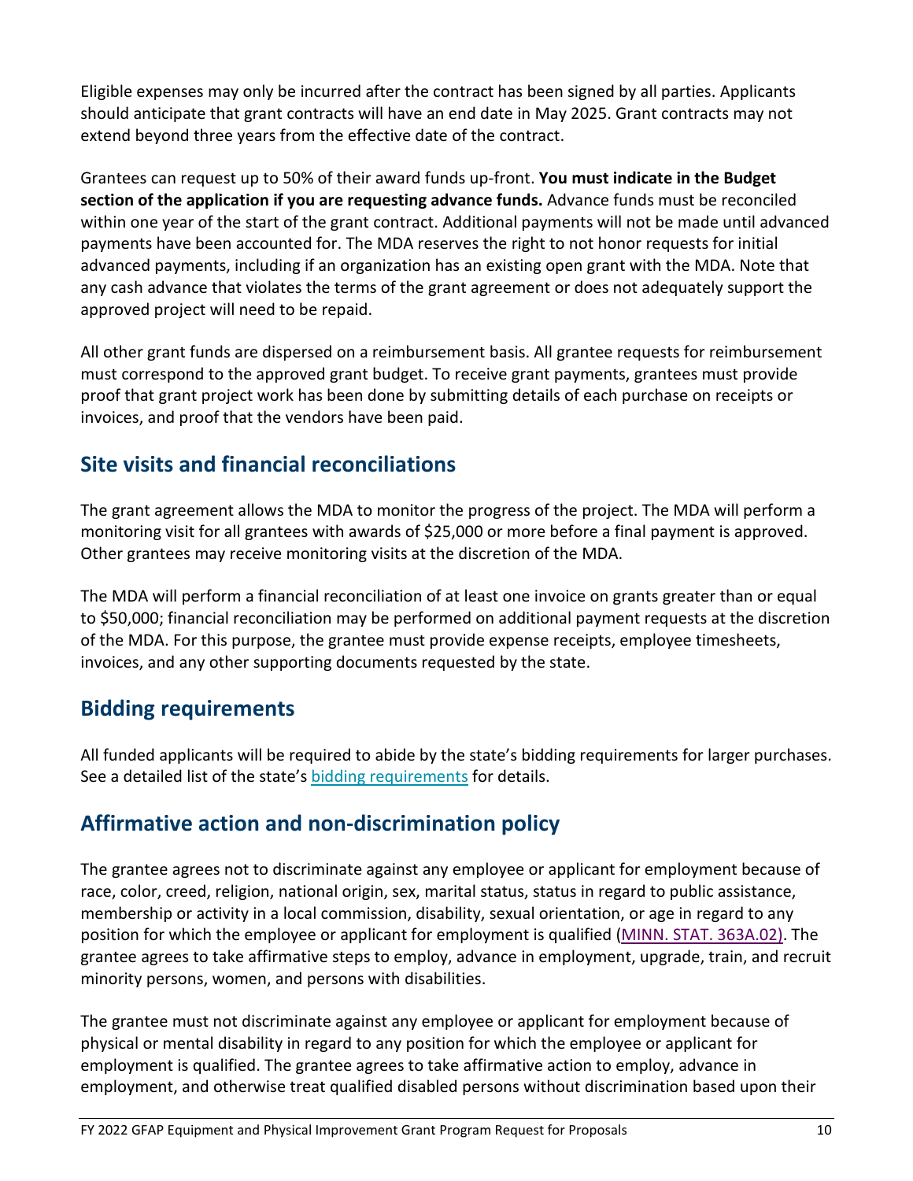Eligible expenses may only be incurred after the contract has been signed by all parties. Applicants should anticipate that grant contracts will have an end date in May 2025. Grant contracts may not extend beyond three years from the effective date of the contract.

Grantees can request up to 50% of their award funds up-front. **You must indicate in the Budget section of the application if you are requesting advance funds.** Advance funds must be reconciled within one year of the start of the grant contract. Additional payments will not be made until advanced payments have been accounted for. The MDA reserves the right to not honor requests for initial advanced payments, including if an organization has an existing open grant with the MDA. Note that any cash advance that violates the terms of the grant agreement or does not adequately support the approved project will need to be repaid.

All other grant funds are dispersed on a reimbursement basis. All grantee requests for reimbursement must correspond to the approved grant budget. To receive grant payments, grantees must provide proof that grant project work has been done by submitting details of each purchase on receipts or invoices, and proof that the vendors have been paid.

## Site visits and financial reconciliations

The grant agreement allows the MDA to monitor the progress of the project. The MDA will perform a monitoring visit for all grantees with awards of $25,000 or more before a final payment is approved. Other grantees may receive monitoring visits at the discretion of the MDA.

The MDA will perform a financial reconciliation of at least one invoice on grants greater than or equal to $50,000; financial reconciliation may be performed on additional payment requests at the discretion of the MDA. For this purpose, the grantee must provide expense receipts, employee timesheets, invoices, and any other supporting documents requested by the state.

## Bidding requirements

All funded applicants will be required to abide by the state's bidding requirements for larger purchases. See a detailed list of the state's bidding requirements for details.

## Affirmative action and non-discrimination policy

The grantee agrees not to discriminate against any employee or applicant for employment because of race, color, creed, religion, national origin, sex, marital status, status in regard to public assistance, membership or activity in a local commission, disability, sexual orientation, or age in regard to any position for which the employee or applicant for employment is qualified (MINN. STAT. 363A.02). The grantee agrees to take affirmative steps to employ, advance in employment, upgrade, train, and recruit minority persons, women, and persons with disabilities.

The grantee must not discriminate against any employee or applicant for employment because of physical or mental disability in regard to any position for which the employee or applicant for employment is qualified. The grantee agrees to take affirmative action to employ, advance in employment, and otherwise treat qualified disabled persons without discrimination based upon their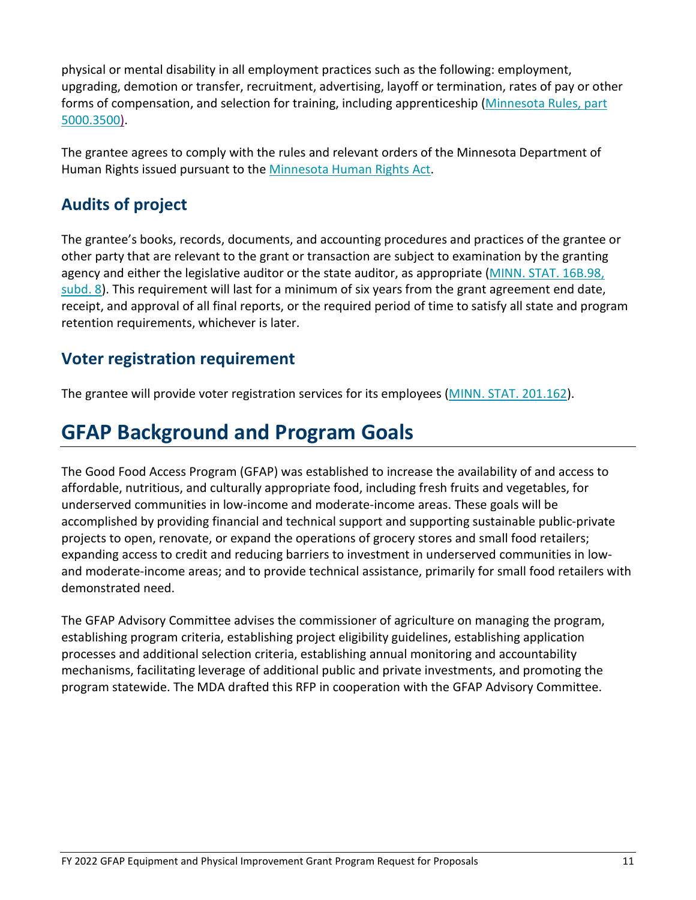physical or mental disability in all employment practices such as the following: employment, upgrading, demotion or transfer, recruitment, advertising, layoff or termination, rates of pay or other forms of compensation, and selection for training, including apprenticeship (Minnesota Rules, part 5000.3500).

The grantee agrees to comply with the rules and relevant orders of the Minnesota Department of Human Rights issued pursuant to the Minnesota Human Rights Act.

## Audits of project

The grantee's books, records, documents, and accounting procedures and practices of the grantee or other party that are relevant to the grant or transaction are subject to examination by the granting agency and either the legislative auditor or the state auditor, as appropriate (MINN. STAT. 16B.98, subd. 8). This requirement will last for a minimum of six years from the grant agreement end date, receipt, and approval of all final reports, or the required period of time to satisfy all state and program retention requirements, whichever is later.

## Voter registration requirement

The grantee will provide voter registration services for its employees (MINN. STAT. 201.162).

# GFAP Background and Program Goals

The Good Food Access Program (GFAP) was established to increase the availability of and access to affordable, nutritious, and culturally appropriate food, including fresh fruits and vegetables, for underserved communities in low-income and moderate-income areas. These goals will be accomplished by providing financial and technical support and supporting sustainable public-private projects to open, renovate, or expand the operations of grocery stores and small food retailers; expanding access to credit and reducing barriers to investment in underserved communities in low- and moderate-income areas; and to provide technical assistance, primarily for small food retailers with demonstrated need.

The GFAP Advisory Committee advises the commissioner of agriculture on managing the program, establishing program criteria, establishing project eligibility guidelines, establishing application processes and additional selection criteria, establishing annual monitoring and accountability mechanisms, facilitating leverage of additional public and private investments, and promoting the program statewide. The MDA drafted this RFP in cooperation with the GFAP Advisory Committee.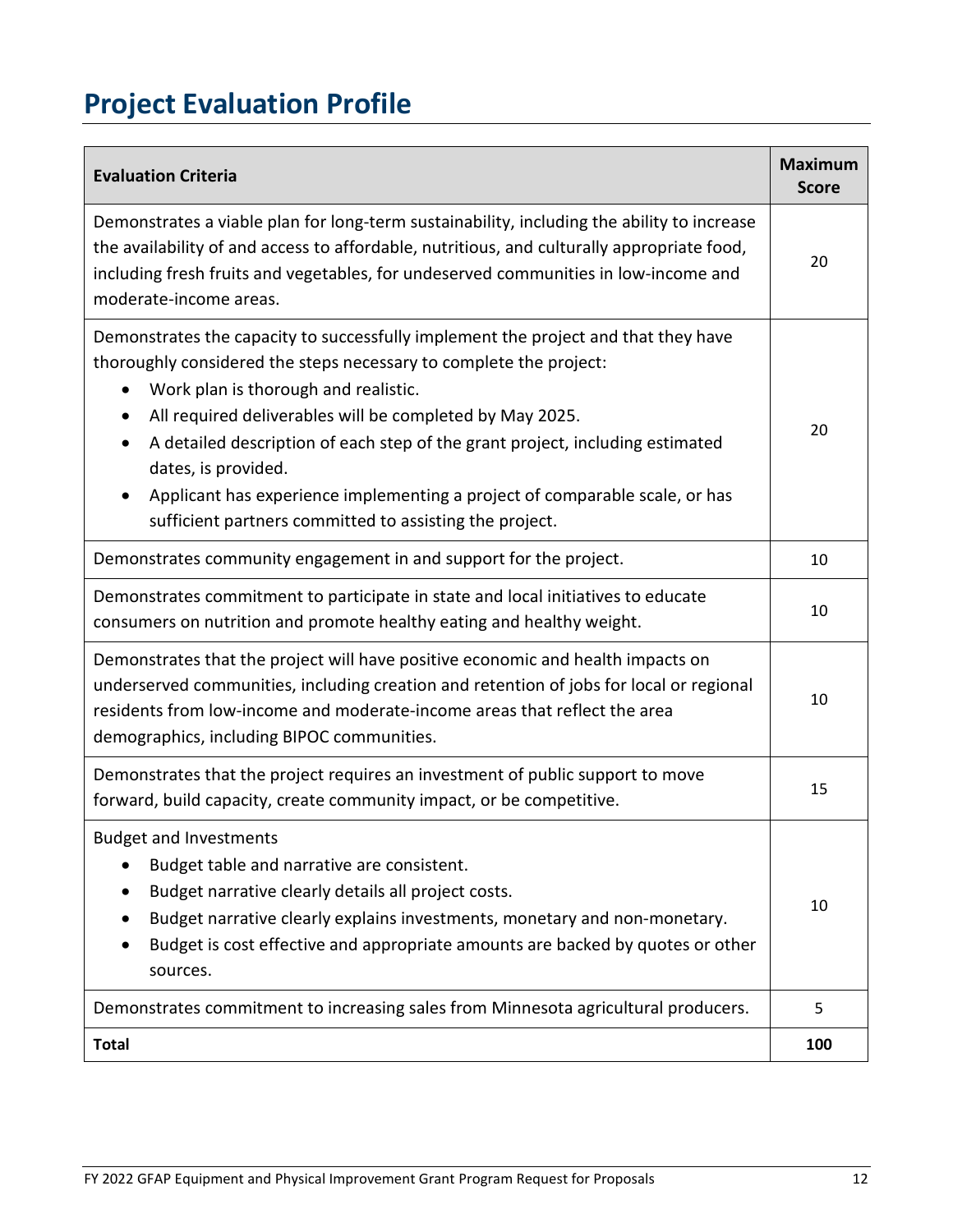# Project Evaluation Profile

| Evaluation Criteria | Maximum Score |
|---|---|
| Demonstrates a viable plan for long-term sustainability, including the ability to increase the availability of and access to affordable, nutritious, and culturally appropriate food, including fresh fruits and vegetables, for undeserved communities in low-income and moderate-income areas. | 20 |
| Demonstrates the capacity to successfully implement the project and that they have thoroughly considered the steps necessary to complete the project:<br>• Work plan is thorough and realistic.<br>• All required deliverables will be completed by May 2025.<br>• A detailed description of each step of the grant project, including estimated dates, is provided.<br>• Applicant has experience implementing a project of comparable scale, or has sufficient partners committed to assisting the project. | 20 |
| Demonstrates community engagement in and support for the project. | 10 |
| Demonstrates commitment to participate in state and local initiatives to educate consumers on nutrition and promote healthy eating and healthy weight. | 10 |
| Demonstrates that the project will have positive economic and health impacts on underserved communities, including creation and retention of jobs for local or regional residents from low-income and moderate-income areas that reflect the area demographics, including BIPOC communities. | 10 |
| Demonstrates that the project requires an investment of public support to move forward, build capacity, create community impact, or be competitive. | 15 |
| Budget and Investments<br>• Budget table and narrative are consistent.<br>• Budget narrative clearly details all project costs.<br>• Budget narrative clearly explains investments, monetary and non-monetary.<br>• Budget is cost effective and appropriate amounts are backed by quotes or other sources. | 10 |
| Demonstrates commitment to increasing sales from Minnesota agricultural producers. | 5 |
| **Total** | **100** |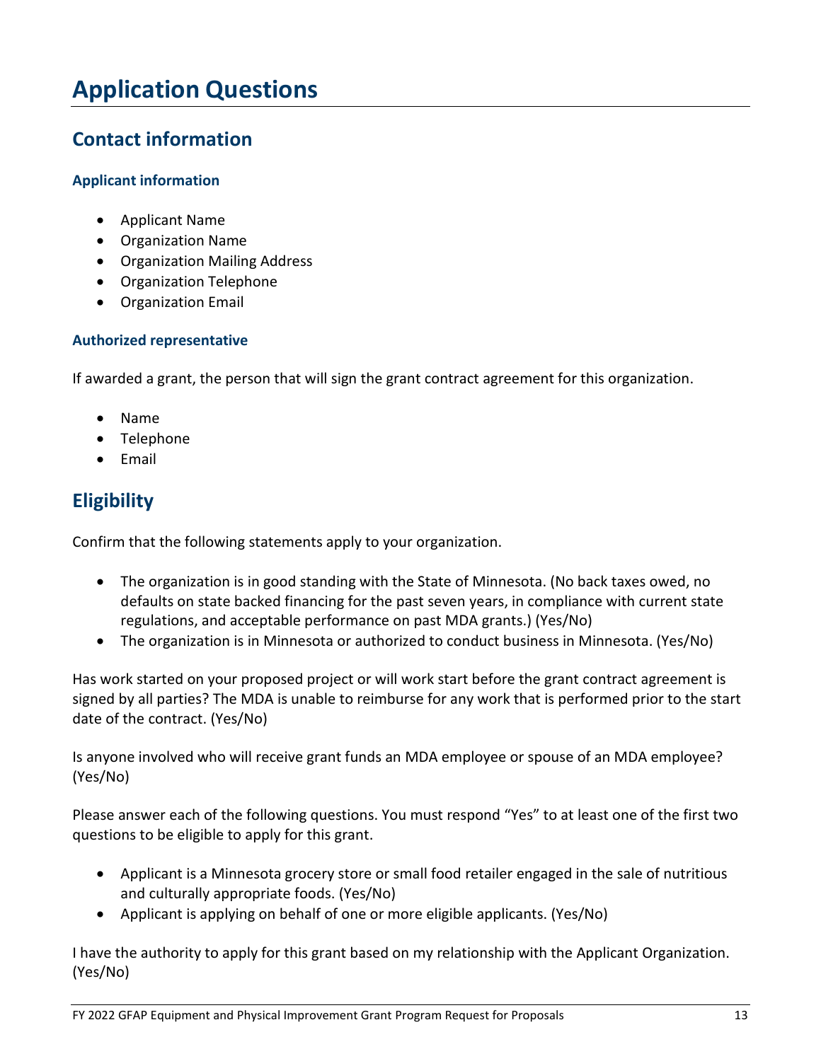# Application Questions

## Contact information

### Applicant information

- Applicant Name
- Organization Name
- Organization Mailing Address
- Organization Telephone
- Organization Email

### Authorized representative

If awarded a grant, the person that will sign the grant contract agreement for this organization.

- Name
- Telephone
- Email

## Eligibility

Confirm that the following statements apply to your organization.

- The organization is in good standing with the State of Minnesota. (No back taxes owed, no defaults on state backed financing for the past seven years, in compliance with current state regulations, and acceptable performance on past MDA grants.) (Yes/No)
- The organization is in Minnesota or authorized to conduct business in Minnesota. (Yes/No)

Has work started on your proposed project or will work start before the grant contract agreement is signed by all parties? The MDA is unable to reimburse for any work that is performed prior to the start date of the contract. (Yes/No)

Is anyone involved who will receive grant funds an MDA employee or spouse of an MDA employee? (Yes/No)

Please answer each of the following questions. You must respond "Yes" to at least one of the first two questions to be eligible to apply for this grant.

- Applicant is a Minnesota grocery store or small food retailer engaged in the sale of nutritious and culturally appropriate foods. (Yes/No)
- Applicant is applying on behalf of one or more eligible applicants. (Yes/No)

I have the authority to apply for this grant based on my relationship with the Applicant Organization. (Yes/No)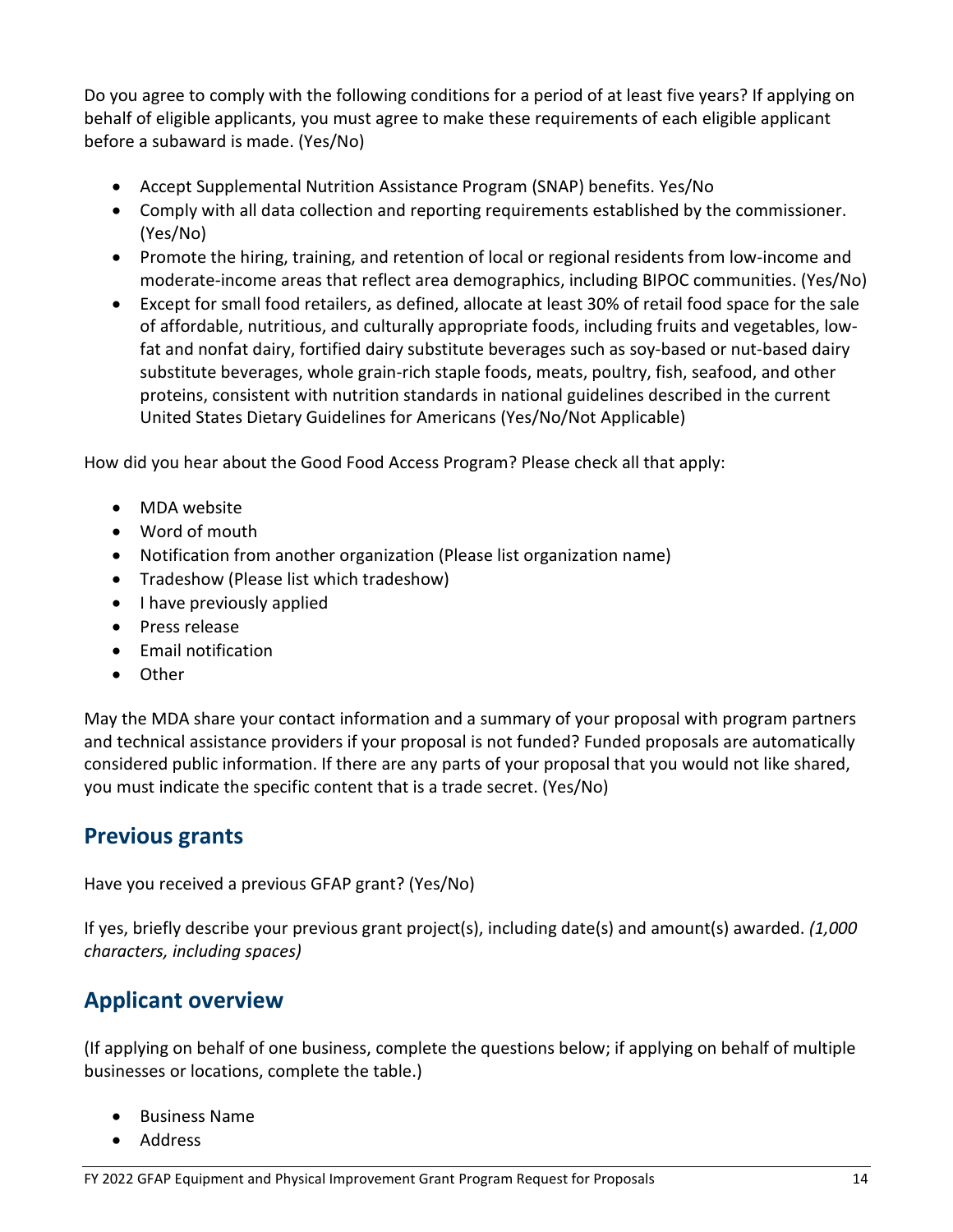Do you agree to comply with the following conditions for a period of at least five years? If applying on behalf of eligible applicants, you must agree to make these requirements of each eligible applicant before a subaward is made. (Yes/No)

- Accept Supplemental Nutrition Assistance Program (SNAP) benefits. Yes/No
- Comply with all data collection and reporting requirements established by the commissioner. (Yes/No)
- Promote the hiring, training, and retention of local or regional residents from low-income and moderate-income areas that reflect area demographics, including BIPOC communities. (Yes/No)
- Except for small food retailers, as defined, allocate at least 30% of retail food space for the sale of affordable, nutritious, and culturally appropriate foods, including fruits and vegetables, low-fat and nonfat dairy, fortified dairy substitute beverages such as soy-based or nut-based dairy substitute beverages, whole grain-rich staple foods, meats, poultry, fish, seafood, and other proteins, consistent with nutrition standards in national guidelines described in the current United States Dietary Guidelines for Americans (Yes/No/Not Applicable)

How did you hear about the Good Food Access Program? Please check all that apply:

- MDA website
- Word of mouth
- Notification from another organization (Please list organization name)
- Tradeshow (Please list which tradeshow)
- I have previously applied
- Press release
- Email notification
- Other

May the MDA share your contact information and a summary of your proposal with program partners and technical assistance providers if your proposal is not funded? Funded proposals are automatically considered public information. If there are any parts of your proposal that you would not like shared, you must indicate the specific content that is a trade secret. (Yes/No)

## Previous grants

Have you received a previous GFAP grant? (Yes/No)

If yes, briefly describe your previous grant project(s), including date(s) and amount(s) awarded. *(1,000 characters, including spaces)*

## Applicant overview

(If applying on behalf of one business, complete the questions below; if applying on behalf of multiple businesses or locations, complete the table.)

- Business Name
- Address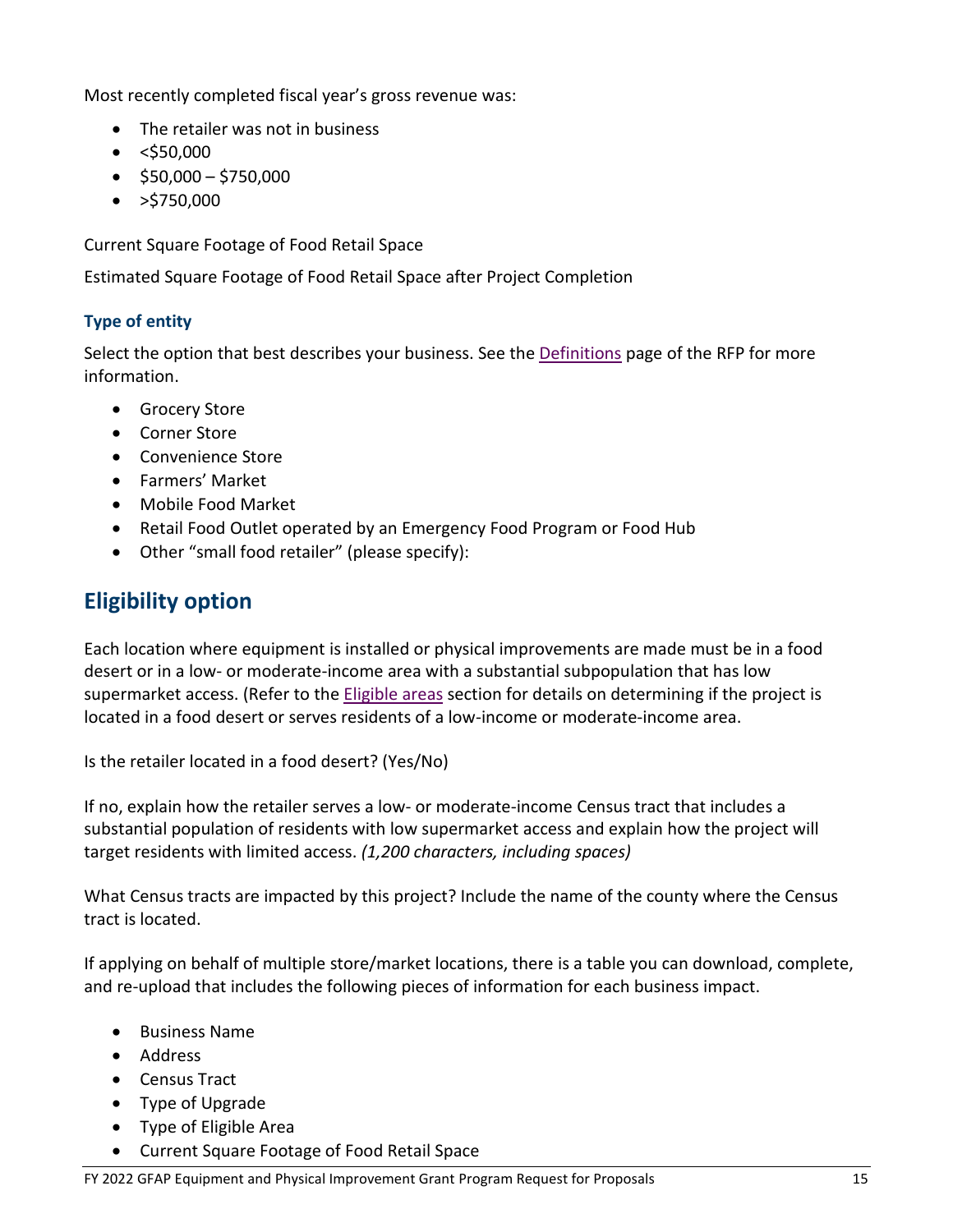Most recently completed fiscal year's gross revenue was:

- The retailer was not in business
- <$50,000
- $50,000 – $750,000
- >$750,000

Current Square Footage of Food Retail Space

Estimated Square Footage of Food Retail Space after Project Completion

### Type of entity

Select the option that best describes your business. See the Definitions page of the RFP for more information.

- Grocery Store
- Corner Store
- Convenience Store
- Farmers' Market
- Mobile Food Market
- Retail Food Outlet operated by an Emergency Food Program or Food Hub
- Other "small food retailer" (please specify):

## Eligibility option

Each location where equipment is installed or physical improvements are made must be in a food desert or in a low- or moderate-income area with a substantial subpopulation that has low supermarket access. (Refer to the Eligible areas section for details on determining if the project is located in a food desert or serves residents of a low-income or moderate-income area.

Is the retailer located in a food desert? (Yes/No)

If no, explain how the retailer serves a low- or moderate-income Census tract that includes a substantial population of residents with low supermarket access and explain how the project will target residents with limited access. *(1,200 characters, including spaces)*

What Census tracts are impacted by this project? Include the name of the county where the Census tract is located.

If applying on behalf of multiple store/market locations, there is a table you can download, complete, and re-upload that includes the following pieces of information for each business impact.

- Business Name
- Address
- Census Tract
- Type of Upgrade
- Type of Eligible Area
- Current Square Footage of Food Retail Space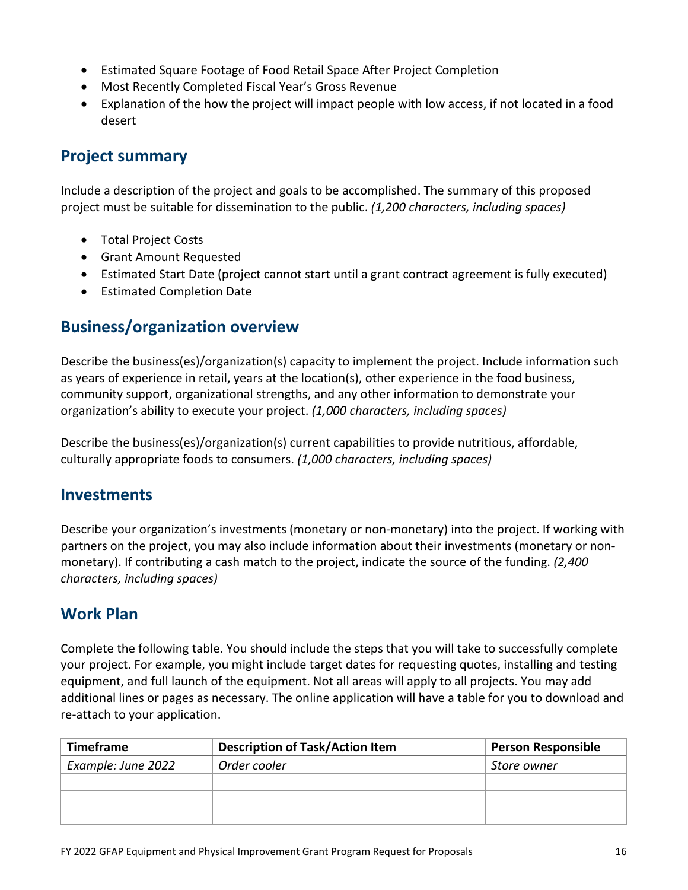- Estimated Square Footage of Food Retail Space After Project Completion
- Most Recently Completed Fiscal Year's Gross Revenue
- Explanation of the how the project will impact people with low access, if not located in a food desert

## Project summary

Include a description of the project and goals to be accomplished. The summary of this proposed project must be suitable for dissemination to the public. *(1,200 characters, including spaces)*

- Total Project Costs
- Grant Amount Requested
- Estimated Start Date (project cannot start until a grant contract agreement is fully executed)
- Estimated Completion Date

## Business/organization overview

Describe the business(es)/organization(s) capacity to implement the project. Include information such as years of experience in retail, years at the location(s), other experience in the food business, community support, organizational strengths, and any other information to demonstrate your organization's ability to execute your project. *(1,000 characters, including spaces)*

Describe the business(es)/organization(s) current capabilities to provide nutritious, affordable, culturally appropriate foods to consumers. *(1,000 characters, including spaces)*

## Investments

Describe your organization's investments (monetary or non-monetary) into the project. If working with partners on the project, you may also include information about their investments (monetary or non-monetary). If contributing a cash match to the project, indicate the source of the funding. *(2,400 characters, including spaces)*

## Work Plan

Complete the following table. You should include the steps that you will take to successfully complete your project. For example, you might include target dates for requesting quotes, installing and testing equipment, and full launch of the equipment. Not all areas will apply to all projects. You may add additional lines or pages as necessary. The online application will have a table for you to download and re-attach to your application.

| Timeframe | Description of Task/Action Item | Person Responsible |
|---|---|---|
| *Example: June 2022* | *Order cooler* | *Store owner* |
| | | |
| | | |
| | | |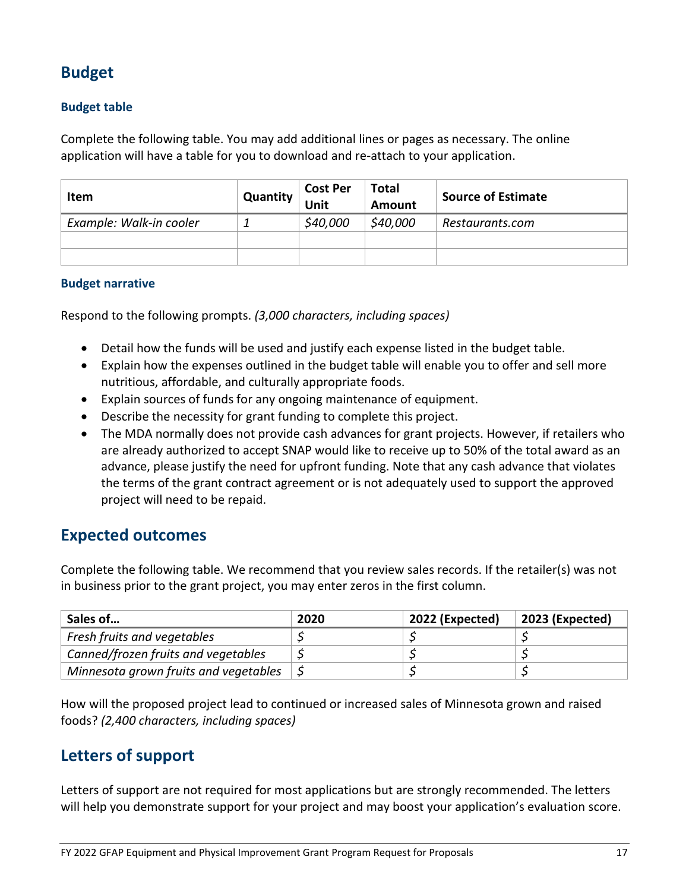## Budget

### Budget table

Complete the following table. You may add additional lines or pages as necessary. The online application will have a table for you to download and re-attach to your application.

| Item | Quantity | Cost Per Unit | Total Amount | Source of Estimate |
|---|---|---|---|---|
| *Example: Walk-in cooler* | *1* | *$40,000* | *$40,000* | *Restaurants.com* |
| | | | | |
| | | | | |

### Budget narrative

Respond to the following prompts. *(3,000 characters, including spaces)*

- Detail how the funds will be used and justify each expense listed in the budget table.
- Explain how the expenses outlined in the budget table will enable you to offer and sell more nutritious, affordable, and culturally appropriate foods.
- Explain sources of funds for any ongoing maintenance of equipment.
- Describe the necessity for grant funding to complete this project.
- The MDA normally does not provide cash advances for grant projects. However, if retailers who are already authorized to accept SNAP would like to receive up to 50% of the total award as an advance, please justify the need for upfront funding. Note that any cash advance that violates the terms of the grant contract agreement or is not adequately used to support the approved project will need to be repaid.

## Expected outcomes

Complete the following table. We recommend that you review sales records. If the retailer(s) was not in business prior to the grant project, you may enter zeros in the first column.

| Sales of… | 2020 | 2022 (Expected) | 2023 (Expected) |
|---|---|---|---|
| *Fresh fruits and vegetables* | $ | $ | $ |
| *Canned/frozen fruits and vegetables* | $ | $ | $ |
| *Minnesota grown fruits and vegetables* | $ | $ | $ |

How will the proposed project lead to continued or increased sales of Minnesota grown and raised foods? *(2,400 characters, including spaces)*

## Letters of support

Letters of support are not required for most applications but are strongly recommended. The letters will help you demonstrate support for your project and may boost your application's evaluation score.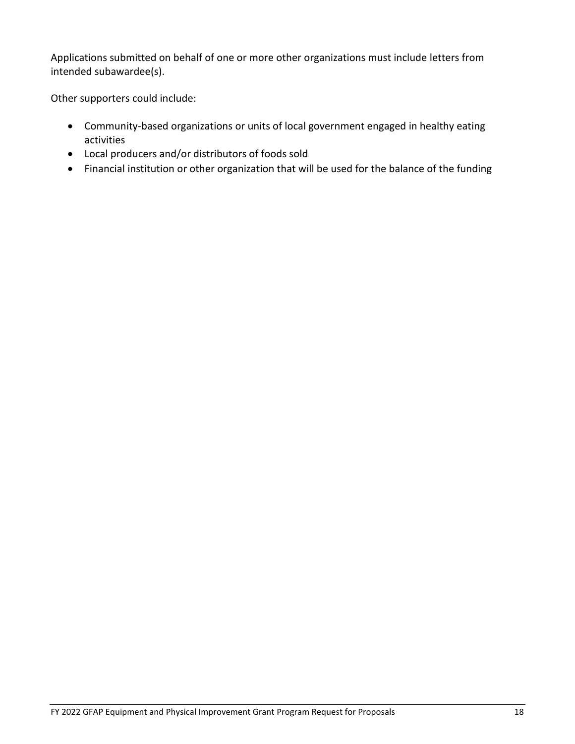Applications submitted on behalf of one or more other organizations must include letters from intended subawardee(s).

Other supporters could include:

- Community-based organizations or units of local government engaged in healthy eating activities
- Local producers and/or distributors of foods sold
- Financial institution or other organization that will be used for the balance of the funding